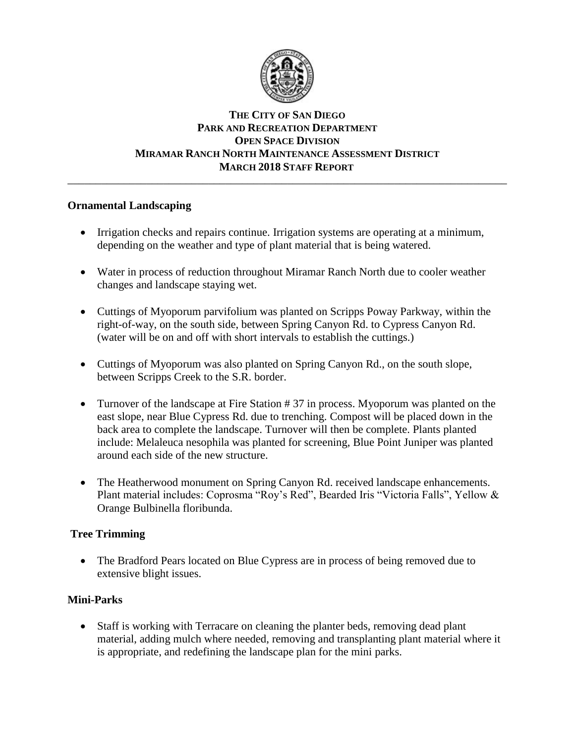# THE CITY OF SAN DIEGO
## PARK AND RECREATION DEPARTMENT
## OPEN SPACE DIVISION
## MIRAMAR RANCH NORTH MAINTENANCE ASSESSMENT DISTRICT
## MARCH 2018 STAFF REPORT

---

**Ornamental Landscaping**

- Irrigation checks and repairs continue. Irrigation systems are operating at a minimum, depending on the weather and type of plant material that is being watered.

- Water in process of reduction throughout Miramar Ranch North due to cooler weather changes and landscape staying wet.

- Cuttings of Myoporum parvifolium was planted on Scripps Poway Parkway, within the right-of-way, on the south side, between Spring Canyon Rd. to Cypress Canyon Rd. (water will be on and off with short intervals to establish the cuttings.)

- Cuttings of Myoporum was also planted on Spring Canyon Rd., on the south slope, between Scripps Creek to the S.R. border.

- Turnover of the landscape at Fire Station # 37 in process. Myoporum was planted on the east slope, near Blue Cypress Rd. due to trenching. Compost will be placed down in the back area to complete the landscape. Turnover will then be complete. Plants planted include: Melaleuca nesophila was planted for screening, Blue Point Juniper was planted around each side of the new structure.

- The Heatherwood monument on Spring Canyon Rd. received landscape enhancements. Plant material includes: Coprosma "Roy's Red", Bearded Iris "Victoria Falls", Yellow & Orange Bulbinella floribunda.

**Tree Trimming**

- The Bradford Pears located on Blue Cypress are in process of being removed due to extensive blight issues.

**Mini-Parks**

- Staff is working with Terracare on cleaning the planter beds, removing dead plant material, adding mulch where needed, removing and transplanting plant material where it is appropriate, and redefining the landscape plan for the mini parks.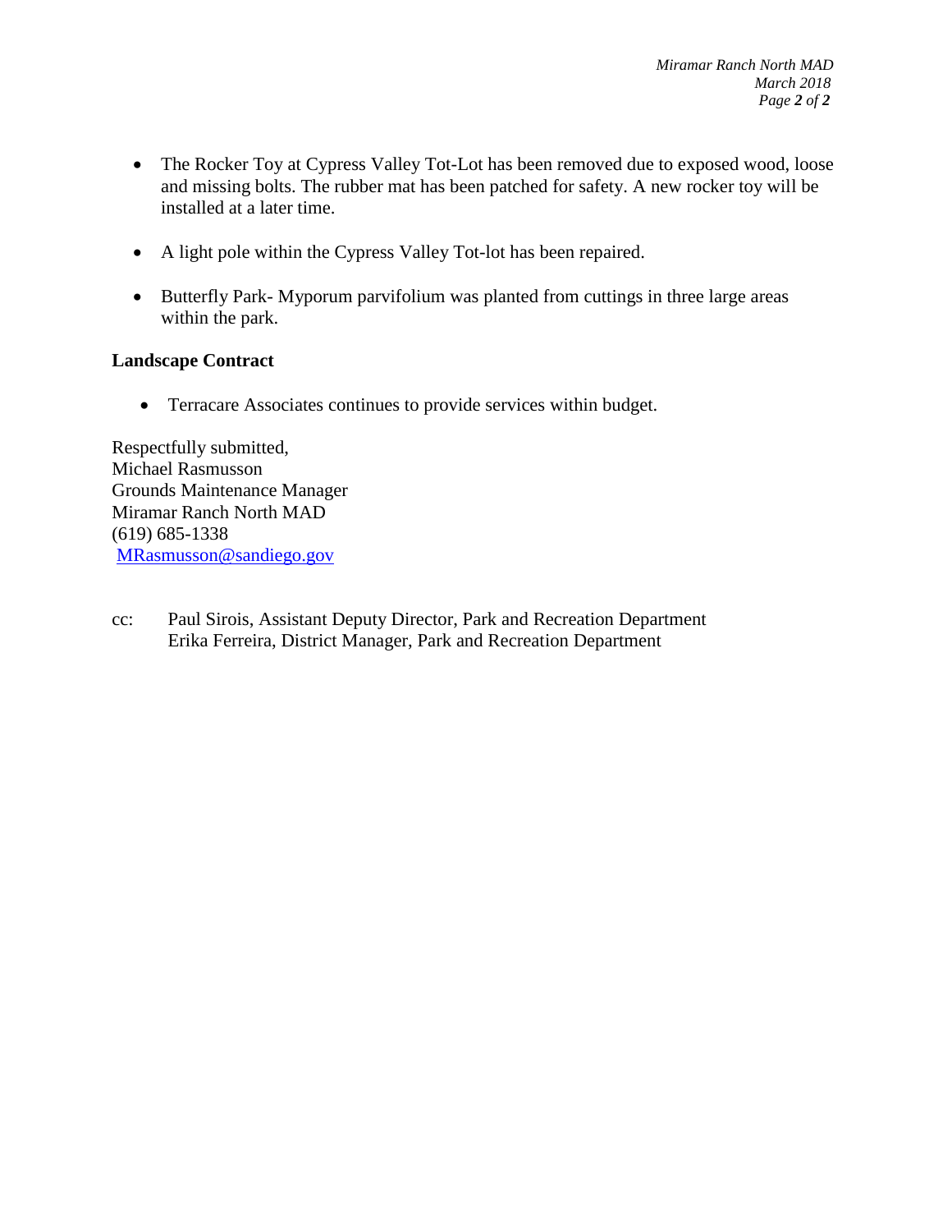- The Rocker Toy at Cypress Valley Tot-Lot has been removed due to exposed wood, loose and missing bolts. The rubber mat has been patched for safety. A new rocker toy will be installed at a later time.

- A light pole within the Cypress Valley Tot-lot has been repaired.

- Butterfly Park- Myporum parvifolium was planted from cuttings in three large areas within the park.

**Landscape Contract**

- Terracare Associates continues to provide services within budget.

Respectfully submitted,
Michael Rasmusson
Grounds Maintenance Manager
Miramar Ranch North MAD
(619) 685-1338
MRasmusson@sandiego.gov

cc: Paul Sirois, Assistant Deputy Director, Park and Recreation Department
Erika Ferreira, District Manager, Park and Recreation Department